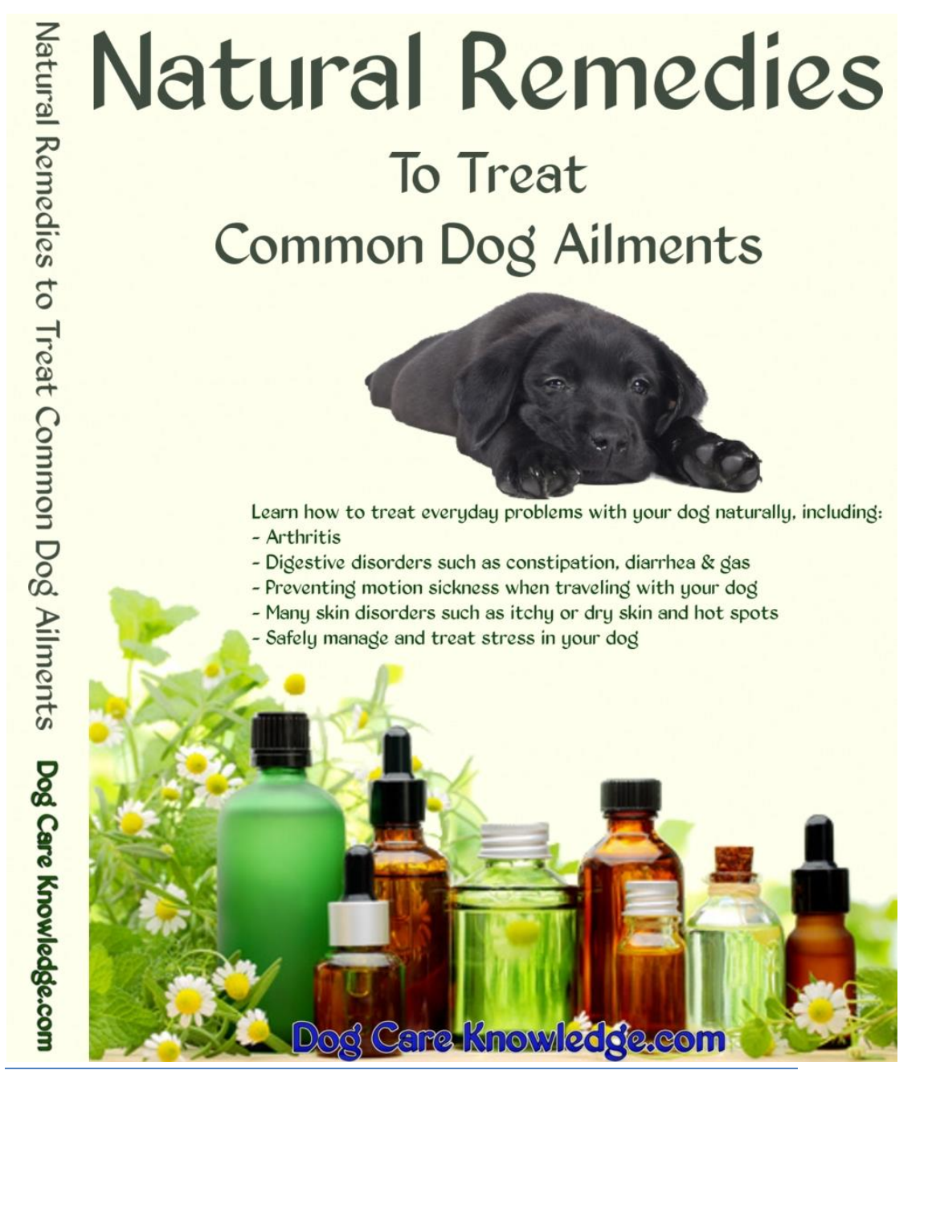Natural Remedies to Treat Common Dog Ailments    Dog Care Knowledge.com

# Natural Remedies

## To Treat Common Dog Ailments

Learn how to treat everyday problems with your dog naturally, including:

- Arthritis
- Digestive disorders such as constipation, diarrhea & gas
- Preventing motion sickness when traveling with your dog
- Many skin disorders such as itchy or dry skin and hot spots
- Safely manage and treat stress in your dog

Dog Care Knowledge.com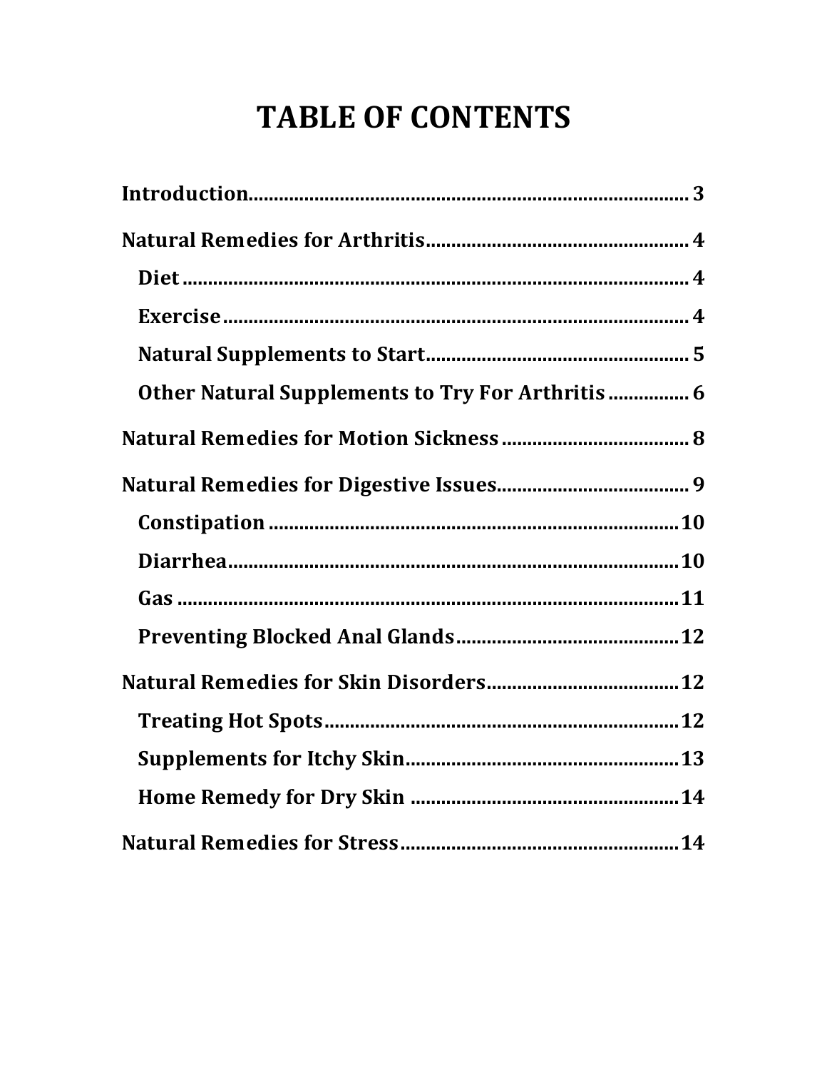# TABLE OF CONTENTS

**Introduction** ........ 3

**Natural Remedies for Arthritis** ........ 4

- **Diet** ........ 4
- **Exercise** ........ 4
- **Natural Supplements to Start** ........ 5
- **Other Natural Supplements to Try For Arthritis** ........ 6

**Natural Remedies for Motion Sickness** ........ 8

**Natural Remedies for Digestive Issues** ........ 9

- **Constipation** ........ 10
- **Diarrhea** ........ 10
- **Gas** ........ 11
- **Preventing Blocked Anal Glands** ........ 12

**Natural Remedies for Skin Disorders** ........ 12

- **Treating Hot Spots** ........ 12
- **Supplements for Itchy Skin** ........ 13
- **Home Remedy for Dry Skin** ........ 14

**Natural Remedies for Stress** ........ 14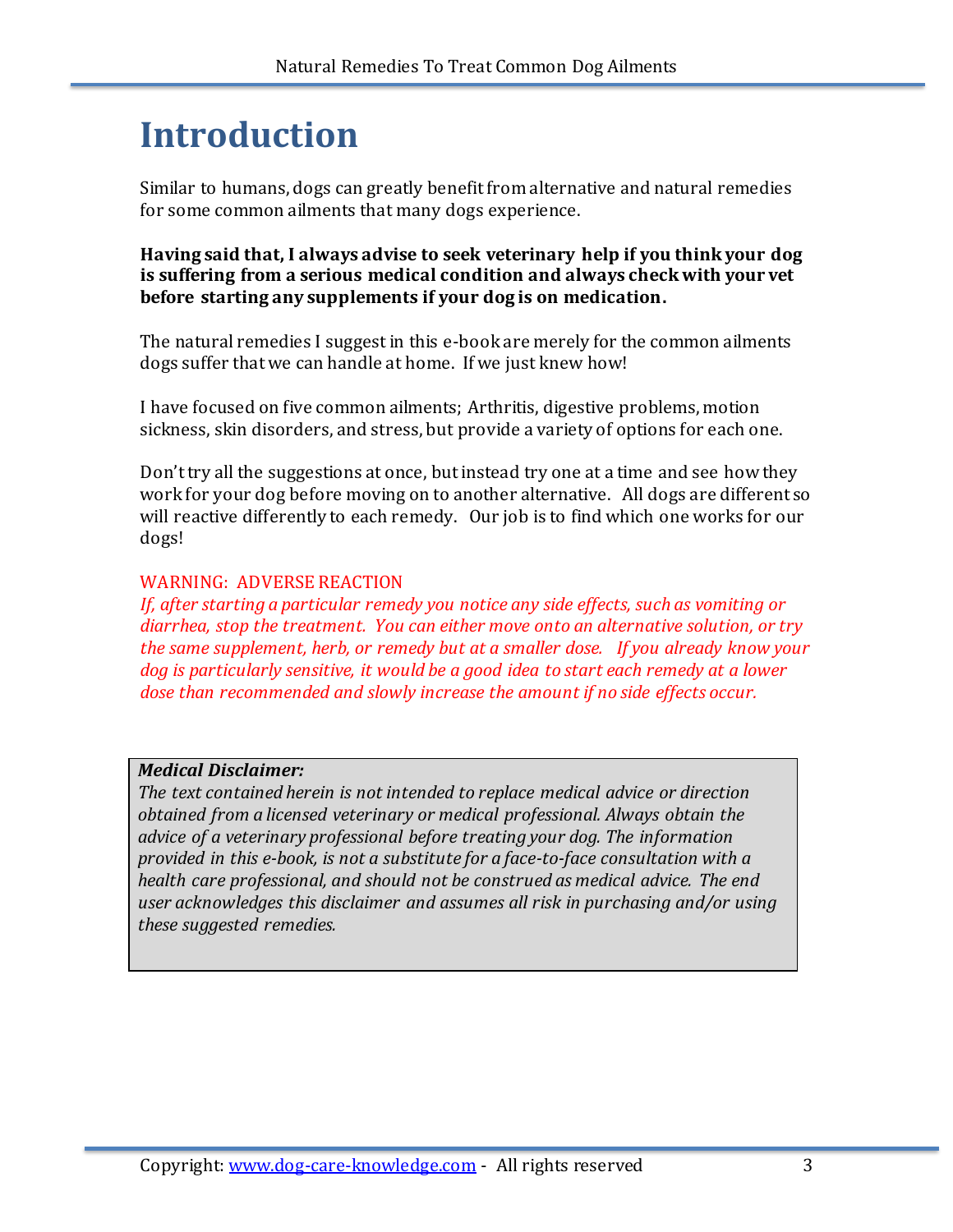# Introduction

Similar to humans, dogs can greatly benefit from alternative and natural remedies for some common ailments that many dogs experience.

**Having said that, I always advise to seek veterinary help if you think your dog is suffering from a serious medical condition and always check with your vet before starting any supplements if your dog is on medication.**

The natural remedies I suggest in this e-book are merely for the common ailments dogs suffer that we can handle at home. If we just knew how!

I have focused on five common ailments; Arthritis, digestive problems, motion sickness, skin disorders, and stress, but provide a variety of options for each one.

Don't try all the suggestions at once, but instead try one at a time and see how they work for your dog before moving on to another alternative. All dogs are different so will reactive differently to each remedy. Our job is to find which one works for our dogs!

WARNING: ADVERSE REACTION

*If, after starting a particular remedy you notice any side effects, such as vomiting or diarrhea, stop the treatment. You can either move onto an alternative solution, or try the same supplement, herb, or remedy but at a smaller dose. If you already know your dog is particularly sensitive, it would be a good idea to start each remedy at a lower dose than recommended and slowly increase the amount if no side effects occur.*

***Medical Disclaimer:***

*The text contained herein is not intended to replace medical advice or direction obtained from a licensed veterinary or medical professional. Always obtain the advice of a veterinary professional before treating your dog. The information provided in this e-book, is not a substitute for a face-to-face consultation with a health care professional, and should not be construed as medical advice. The end user acknowledges this disclaimer and assumes all risk in purchasing and/or using these suggested remedies.*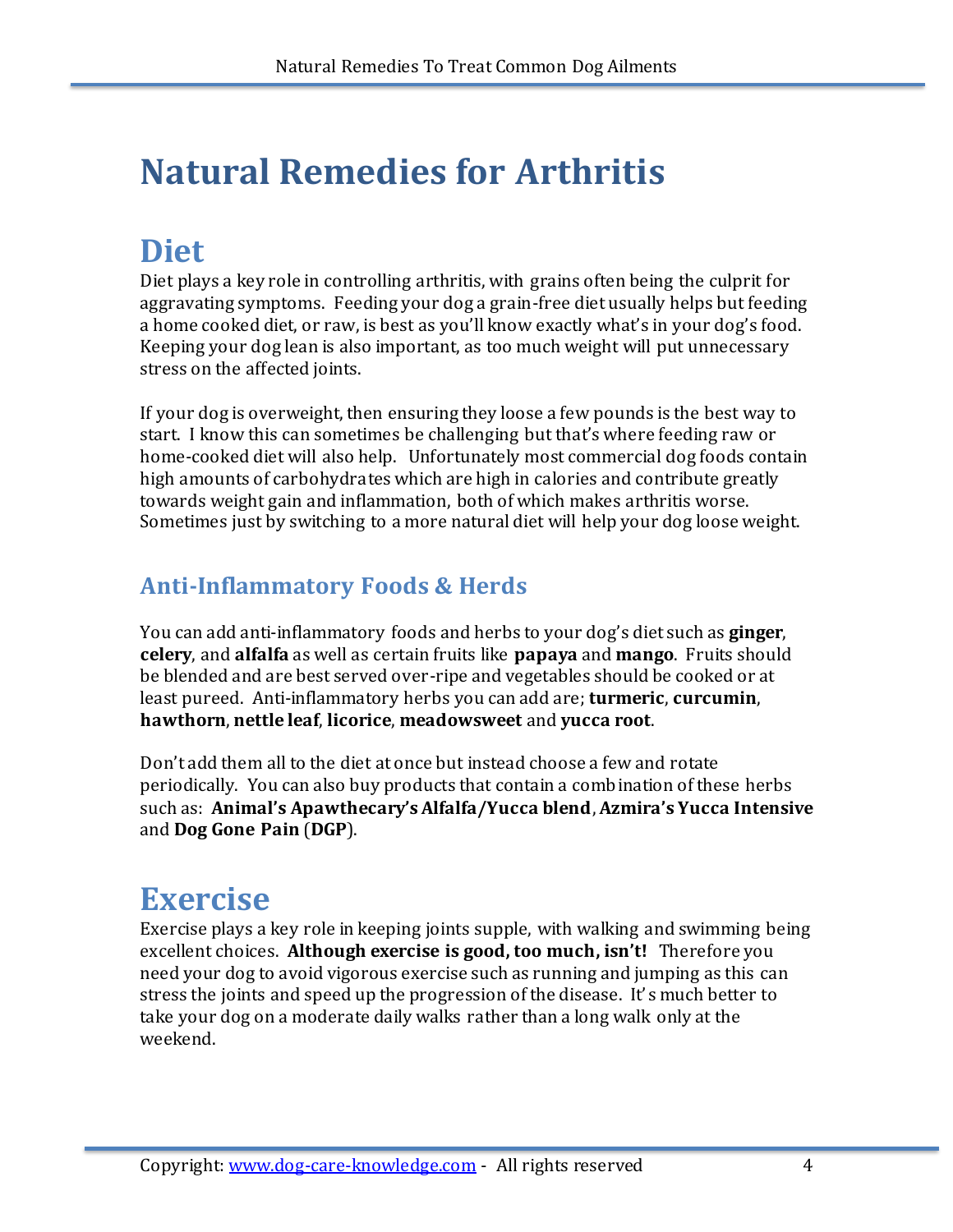# Natural Remedies for Arthritis

## Diet

Diet plays a key role in controlling arthritis, with grains often being the culprit for aggravating symptoms. Feeding your dog a grain-free diet usually helps but feeding a home cooked diet, or raw, is best as you'll know exactly what's in your dog's food. Keeping your dog lean is also important, as too much weight will put unnecessary stress on the affected joints.

If your dog is overweight, then ensuring they loose a few pounds is the best way to start. I know this can sometimes be challenging but that's where feeding raw or home-cooked diet will also help. Unfortunately most commercial dog foods contain high amounts of carbohydrates which are high in calories and contribute greatly towards weight gain and inflammation, both of which makes arthritis worse. Sometimes just by switching to a more natural diet will help your dog loose weight.

### Anti-Inflammatory Foods & Herds

You can add anti-inflammatory foods and herbs to your dog's diet such as **ginger**, **celery**, and **alfalfa** as well as certain fruits like **papaya** and **mango**. Fruits should be blended and are best served over-ripe and vegetables should be cooked or at least pureed. Anti-inflammatory herbs you can add are; **turmeric**, **curcumin**, **hawthorn**, **nettle leaf**, **licorice**, **meadowsweet** and **yucca root**.

Don't add them all to the diet at once but instead choose a few and rotate periodically. You can also buy products that contain a combination of these herbs such as: **Animal's Apawthecary's Alfalfa/Yucca blend**, **Azmira's Yucca Intensive** and **Dog Gone Pain** (**DGP**).

## Exercise

Exercise plays a key role in keeping joints supple, with walking and swimming being excellent choices. **Although exercise is good, too much, isn't!** Therefore you need your dog to avoid vigorous exercise such as running and jumping as this can stress the joints and speed up the progression of the disease. It's much better to take your dog on a moderate daily walks rather than a long walk only at the weekend.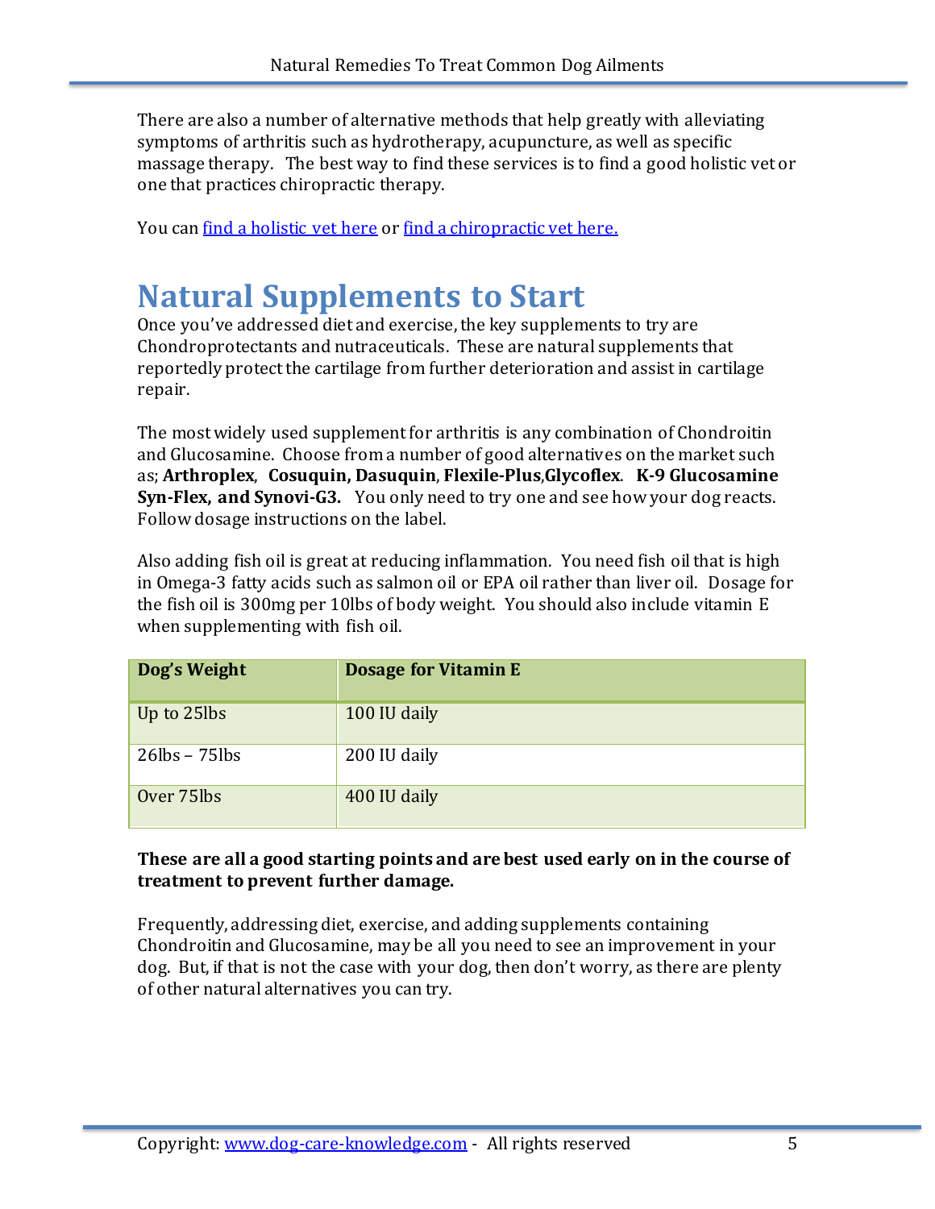There are also a number of alternative methods that help greatly with alleviating symptoms of arthritis such as hydrotherapy, acupuncture, as well as specific massage therapy. The best way to find these services is to find a good holistic vet or one that practices chiropractic therapy.

You can find a holistic vet here or find a chiropractic vet here.

# Natural Supplements to Start

Once you've addressed diet and exercise, the key supplements to try are Chondroprotectants and nutraceuticals. These are natural supplements that reportedly protect the cartilage from further deterioration and assist in cartilage repair.

The most widely used supplement for arthritis is any combination of Chondroitin and Glucosamine. Choose from a number of good alternatives on the market such as; **Arthroplex**, **Cosuquin, Dasuquin**, **Flexile-Plus**,**Glycoflex**. **K-9 Glucosamine Syn-Flex, and Synovi-G3.** You only need to try one and see how your dog reacts. Follow dosage instructions on the label.

Also adding fish oil is great at reducing inflammation. You need fish oil that is high in Omega-3 fatty acids such as salmon oil or EPA oil rather than liver oil. Dosage for the fish oil is 300mg per 10lbs of body weight. You should also include vitamin E when supplementing with fish oil.

| Dog's Weight | Dosage for Vitamin E |
|---|---|
| Up to 25lbs | 100 IU daily |
| 26lbs – 75lbs | 200 IU daily |
| Over 75lbs | 400 IU daily |

**These are all a good starting points and are best used early on in the course of treatment to prevent further damage.**

Frequently, addressing diet, exercise, and adding supplements containing Chondroitin and Glucosamine, may be all you need to see an improvement in your dog. But, if that is not the case with your dog, then don't worry, as there are plenty of other natural alternatives you can try.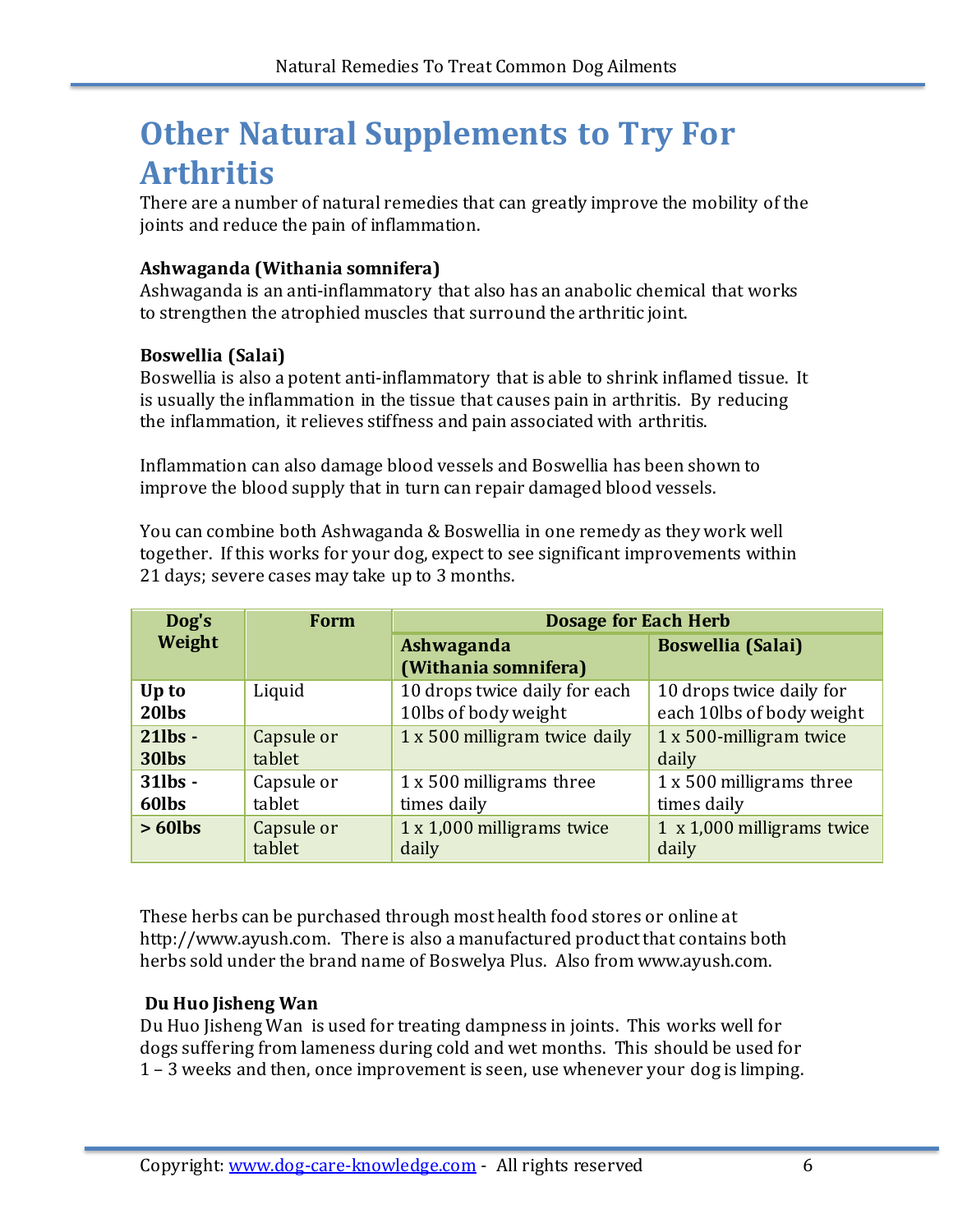# Other Natural Supplements to Try For Arthritis

There are a number of natural remedies that can greatly improve the mobility of the joints and reduce the pain of inflammation.

**Ashwaganda (Withania somnifera)**
Ashwaganda is an anti-inflammatory that also has an anabolic chemical that works to strengthen the atrophied muscles that surround the arthritic joint.

**Boswellia (Salai)**
Boswellia is also a potent anti-inflammatory that is able to shrink inflamed tissue. It is usually the inflammation in the tissue that causes pain in arthritis. By reducing the inflammation, it relieves stiffness and pain associated with arthritis.

Inflammation can also damage blood vessels and Boswellia has been shown to improve the blood supply that in turn can repair damaged blood vessels.

You can combine both Ashwaganda & Boswellia in one remedy as they work well together. If this works for your dog, expect to see significant improvements within 21 days; severe cases may take up to 3 months.

| Dog's Weight | Form | Dosage for Each Herb | |
|---|---|---|---|
| | | **Ashwaganda (Withania somnifera)** | **Boswellia (Salai)** |
| **Up to 20lbs** | Liquid | 10 drops twice daily for each 10lbs of body weight | 10 drops twice daily for each 10lbs of body weight |
| **21lbs - 30lbs** | Capsule or tablet | 1 x 500 milligram twice daily | 1 x 500-milligram twice daily |
| **31lbs - 60lbs** | Capsule or tablet | 1 x 500 milligrams three times daily | 1 x 500 milligrams three times daily |
| **> 60lbs** | Capsule or tablet | 1 x 1,000 milligrams twice daily | 1 x 1,000 milligrams twice daily |

These herbs can be purchased through most health food stores or online at http://www.ayush.com. There is also a manufactured product that contains both herbs sold under the brand name of Boswelya Plus. Also from www.ayush.com.

**Du Huo Jisheng Wan**
Du Huo Jisheng Wan is used for treating dampness in joints. This works well for dogs suffering from lameness during cold and wet months. This should be used for 1 – 3 weeks and then, once improvement is seen, use whenever your dog is limping.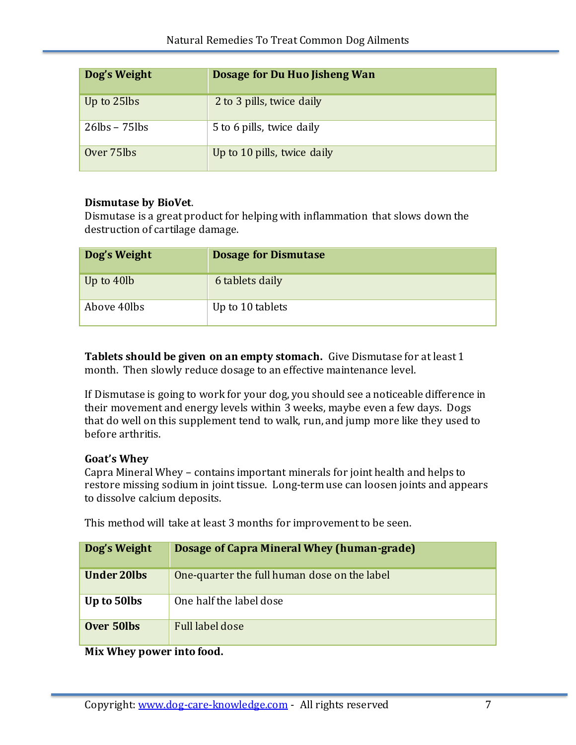| Dog's Weight | Dosage for Du Huo Jisheng Wan |
|---|---|
| Up to 25lbs | 2 to 3 pills, twice daily |
| 26lbs – 75lbs | 5 to 6 pills, twice daily |
| Over 75lbs | Up to 10 pills, twice daily |

**Dismutase by BioVet**.
Dismutase is a great product for helping with inflammation that slows down the destruction of cartilage damage.

| Dog's Weight | Dosage for Dismutase |
|---|---|
| Up to 40lb | 6 tablets daily |
| Above 40lbs | Up to 10 tablets |

**Tablets should be given on an empty stomach.** Give Dismutase for at least 1 month. Then slowly reduce dosage to an effective maintenance level.

If Dismutase is going to work for your dog, you should see a noticeable difference in their movement and energy levels within 3 weeks, maybe even a few days. Dogs that do well on this supplement tend to walk, run, and jump more like they used to before arthritis.

**Goat's Whey**
Capra Mineral Whey – contains important minerals for joint health and helps to restore missing sodium in joint tissue. Long-term use can loosen joints and appears to dissolve calcium deposits.

This method will take at least 3 months for improvement to be seen.

| Dog's Weight | Dosage of Capra Mineral Whey (human-grade) |
|---|---|
| **Under 20lbs** | One-quarter the full human dose on the label |
| **Up to 50lbs** | One half the label dose |
| **Over 50lbs** | Full label dose |

**Mix Whey power into food.**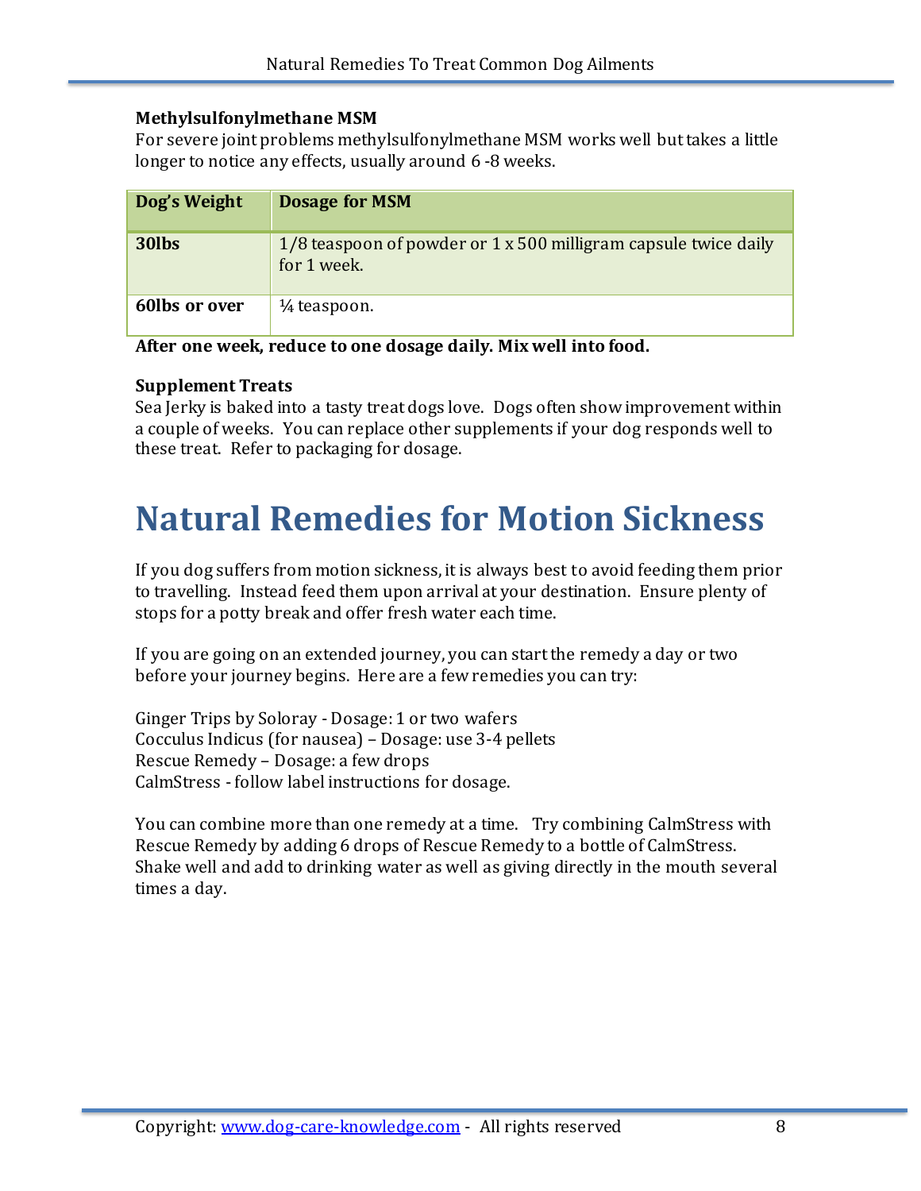**Methylsulfonylmethane MSM**

For severe joint problems methylsulfonylmethane MSM works well but takes a little longer to notice any effects, usually around 6 -8 weeks.

| Dog's Weight | Dosage for MSM |
|---|---|
| **30lbs** | 1/8 teaspoon of powder or 1 x 500 milligram capsule twice daily for 1 week. |
| **60lbs or over** | ¼ teaspoon. |

**After one week, reduce to one dosage daily. Mix well into food.**

**Supplement Treats**

Sea Jerky is baked into a tasty treat dogs love. Dogs often show improvement within a couple of weeks. You can replace other supplements if your dog responds well to these treat. Refer to packaging for dosage.

# Natural Remedies for Motion Sickness

If you dog suffers from motion sickness, it is always best to avoid feeding them prior to travelling. Instead feed them upon arrival at your destination. Ensure plenty of stops for a potty break and offer fresh water each time.

If you are going on an extended journey, you can start the remedy a day or two before your journey begins. Here are a few remedies you can try:

Ginger Trips by Soloray - Dosage: 1 or two wafers
Cocculus Indicus (for nausea) – Dosage: use 3-4 pellets
Rescue Remedy – Dosage: a few drops
CalmStress - follow label instructions for dosage.

You can combine more than one remedy at a time. Try combining CalmStress with Rescue Remedy by adding 6 drops of Rescue Remedy to a bottle of CalmStress. Shake well and add to drinking water as well as giving directly in the mouth several times a day.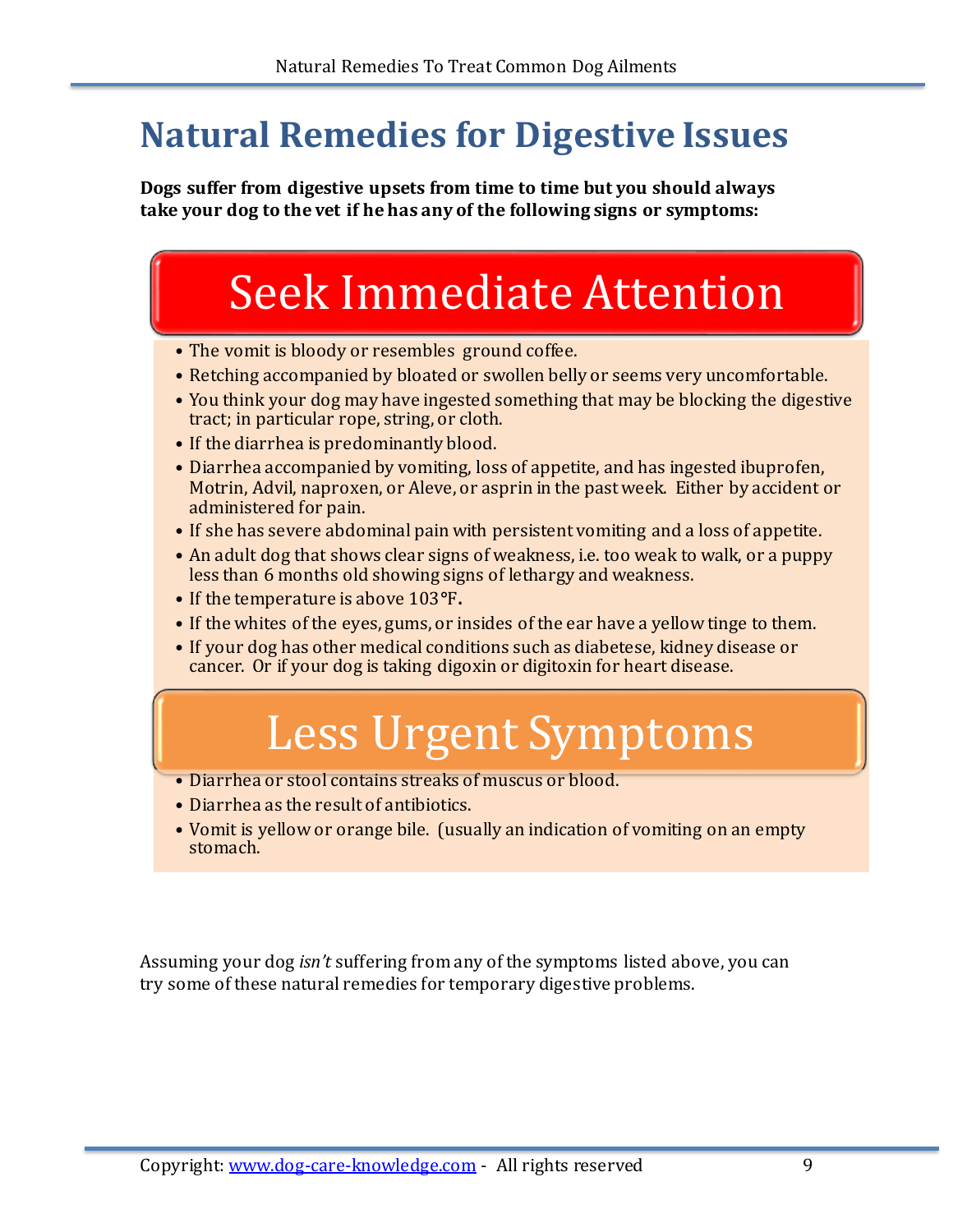# Natural Remedies for Digestive Issues

**Dogs suffer from digestive upsets from time to time but you should always take your dog to the vet if he has any of the following signs or symptoms:**

## Seek Immediate Attention

- The vomit is bloody or resembles ground coffee.
- Retching accompanied by bloated or swollen belly or seems very uncomfortable.
- You think your dog may have ingested something that may be blocking the digestive tract; in particular rope, string, or cloth.
- If the diarrhea is predominantly blood.
- Diarrhea accompanied by vomiting, loss of appetite, and has ingested ibuprofen, Motrin, Advil, naproxen, or Aleve, or asprin in the past week. Either by accident or administered for pain.
- If she has severe abdominal pain with persistent vomiting and a loss of appetite.
- An adult dog that shows clear signs of weakness, i.e. too weak to walk, or a puppy less than 6 months old showing signs of lethargy and weakness.
- If the temperature is above 103°F.
- If the whites of the eyes, gums, or insides of the ear have a yellow tinge to them.
- If your dog has other medical conditions such as diabetese, kidney disease or cancer. Or if your dog is taking digoxin or digitoxin for heart disease.

## Less Urgent Symptoms

- Diarrhea or stool contains streaks of muscus or blood.
- Diarrhea as the result of antibiotics.
- Vomit is yellow or orange bile. (usually an indication of vomiting on an empty stomach.

Assuming your dog *isn't* suffering from any of the symptoms listed above, you can try some of these natural remedies for temporary digestive problems.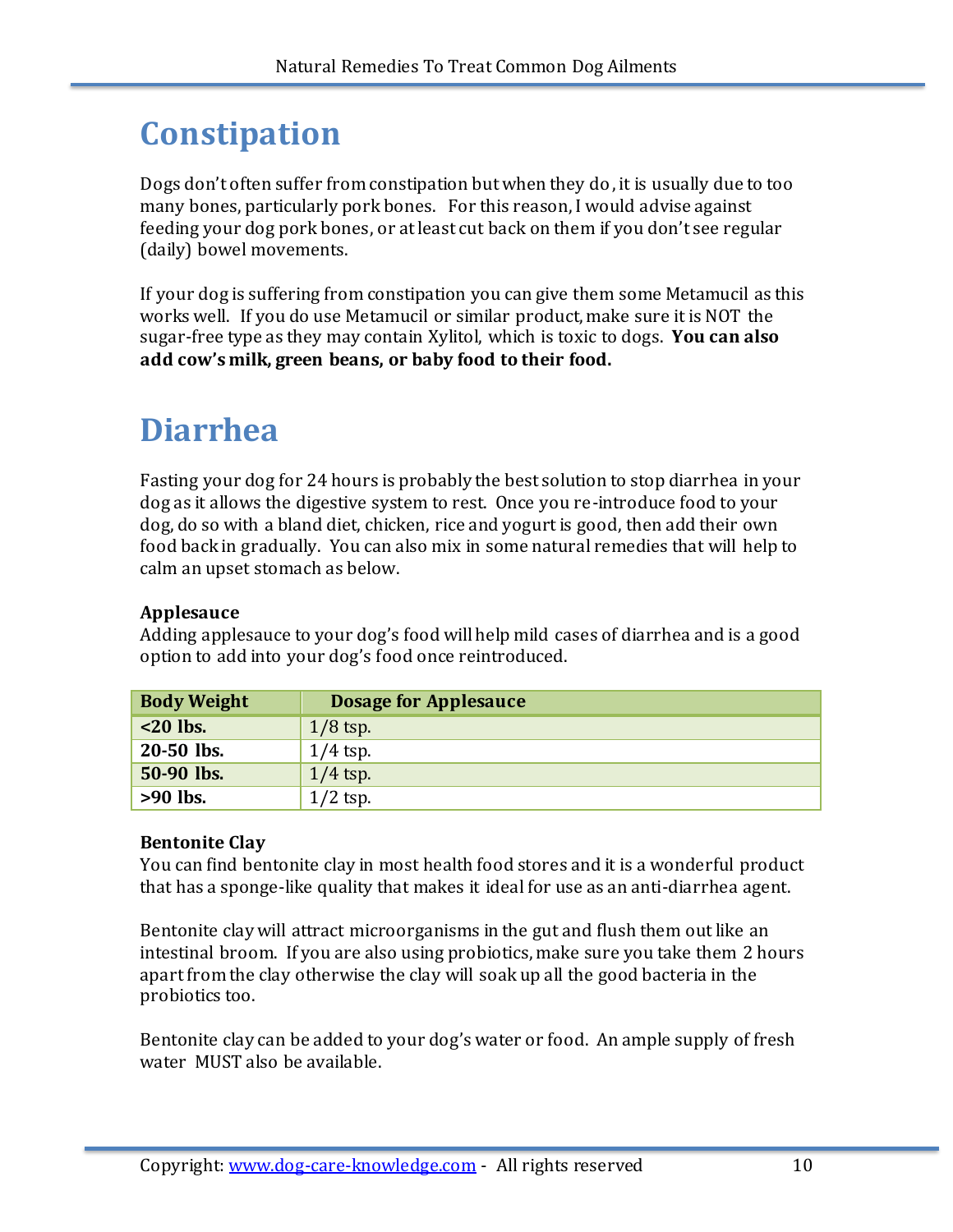# Constipation

Dogs don't often suffer from constipation but when they do, it is usually due to too many bones, particularly pork bones. For this reason, I would advise against feeding your dog pork bones, or at least cut back on them if you don't see regular (daily) bowel movements.

If your dog is suffering from constipation you can give them some Metamucil as this works well. If you do use Metamucil or similar product, make sure it is NOT the sugar-free type as they may contain Xylitol, which is toxic to dogs. **You can also add cow's milk, green beans, or baby food to their food.**

# Diarrhea

Fasting your dog for 24 hours is probably the best solution to stop diarrhea in your dog as it allows the digestive system to rest. Once you re-introduce food to your dog, do so with a bland diet, chicken, rice and yogurt is good, then add their own food back in gradually. You can also mix in some natural remedies that will help to calm an upset stomach as below.

**Applesauce**

Adding applesauce to your dog's food will help mild cases of diarrhea and is a good option to add into your dog's food once reintroduced.

| Body Weight | Dosage for Applesauce |
|---|---|
| **<20 lbs.** | 1/8 tsp. |
| **20-50 lbs.** | 1/4 tsp. |
| **50-90 lbs.** | 1/4 tsp. |
| **>90 lbs.** | 1/2 tsp. |

**Bentonite Clay**

You can find bentonite clay in most health food stores and it is a wonderful product that has a sponge-like quality that makes it ideal for use as an anti-diarrhea agent.

Bentonite clay will attract microorganisms in the gut and flush them out like an intestinal broom. If you are also using probiotics, make sure you take them 2 hours apart from the clay otherwise the clay will soak up all the good bacteria in the probiotics too.

Bentonite clay can be added to your dog's water or food. An ample supply of fresh water MUST also be available.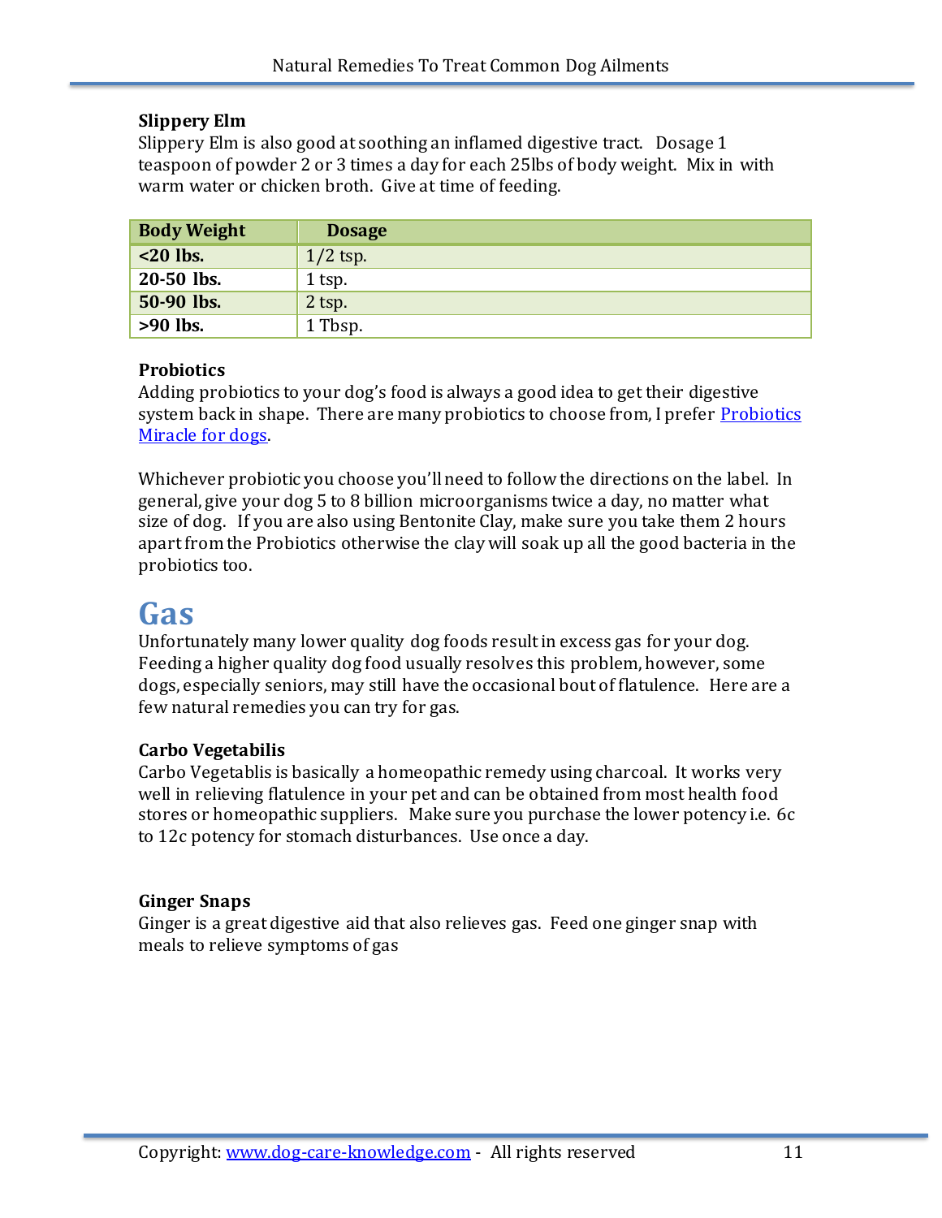**Slippery Elm**

Slippery Elm is also good at soothing an inflamed digestive tract. Dosage 1 teaspoon of powder 2 or 3 times a day for each 25lbs of body weight. Mix in with warm water or chicken broth. Give at time of feeding.

| Body Weight | Dosage |
|---|---|
| **<20 lbs.** | 1/2 tsp. |
| **20-50 lbs.** | 1 tsp. |
| **50-90 lbs.** | 2 tsp. |
| **>90 lbs.** | 1 Tbsp. |

**Probiotics**

Adding probiotics to your dog's food is always a good idea to get their digestive system back in shape. There are many probiotics to choose from, I prefer Probiotics Miracle for dogs.

Whichever probiotic you choose you'll need to follow the directions on the label. In general, give your dog 5 to 8 billion microorganisms twice a day, no matter what size of dog. If you are also using Bentonite Clay, make sure you take them 2 hours apart from the Probiotics otherwise the clay will soak up all the good bacteria in the probiotics too.

# Gas

Unfortunately many lower quality dog foods result in excess gas for your dog. Feeding a higher quality dog food usually resolves this problem, however, some dogs, especially seniors, may still have the occasional bout of flatulence. Here are a few natural remedies you can try for gas.

**Carbo Vegetabilis**

Carbo Vegetablis is basically a homeopathic remedy using charcoal. It works very well in relieving flatulence in your pet and can be obtained from most health food stores or homeopathic suppliers. Make sure you purchase the lower potency i.e. 6c to 12c potency for stomach disturbances. Use once a day.

**Ginger Snaps**

Ginger is a great digestive aid that also relieves gas. Feed one ginger snap with meals to relieve symptoms of gas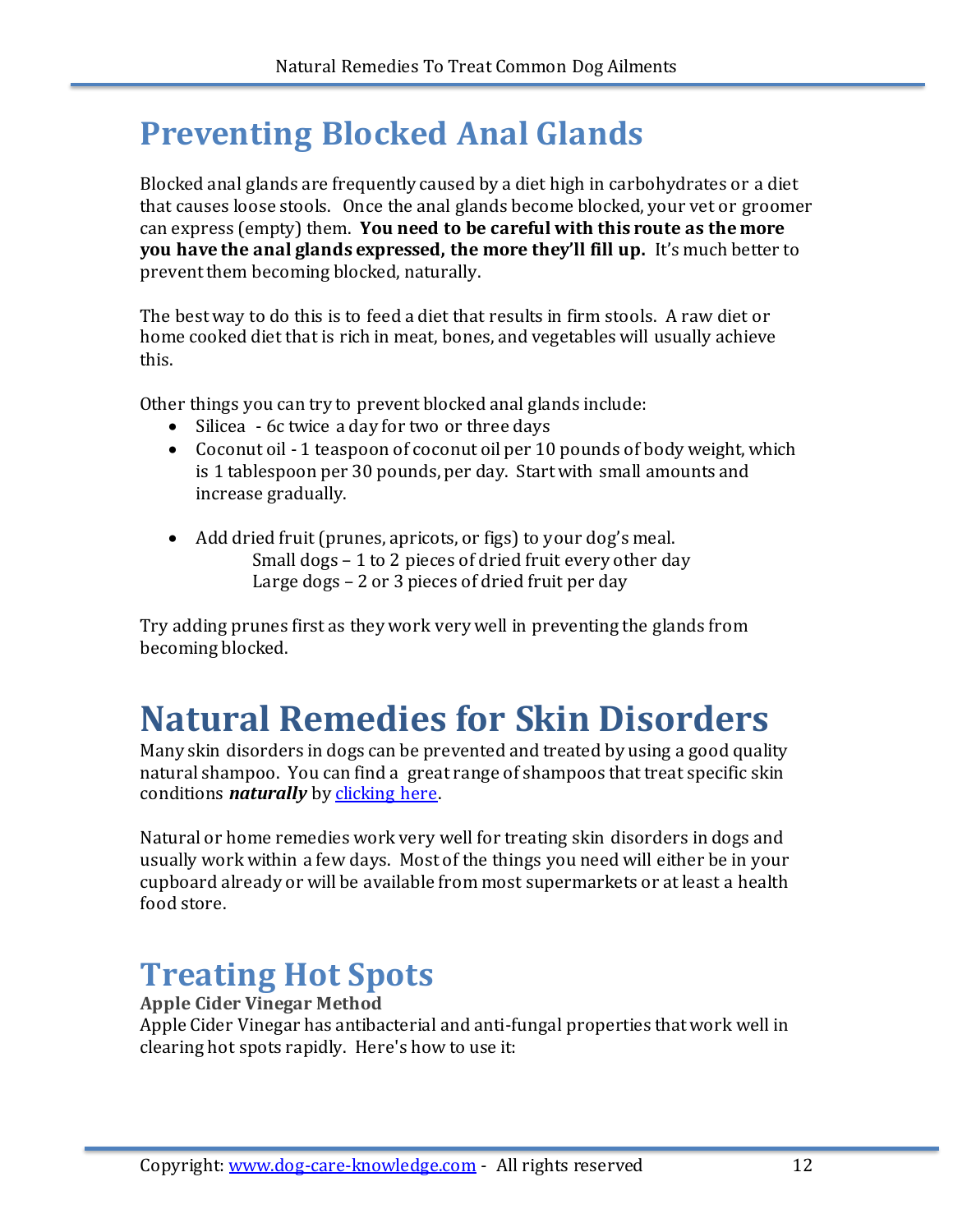## Preventing Blocked Anal Glands

Blocked anal glands are frequently caused by a diet high in carbohydrates or a diet that causes loose stools. Once the anal glands become blocked, your vet or groomer can express (empty) them. **You need to be careful with this route as the more you have the anal glands expressed, the more they'll fill up.** It's much better to prevent them becoming blocked, naturally.

The best way to do this is to feed a diet that results in firm stools. A raw diet or home cooked diet that is rich in meat, bones, and vegetables will usually achieve this.

Other things you can try to prevent blocked anal glands include:

- Silicea - 6c twice a day for two or three days
- Coconut oil - 1 teaspoon of coconut oil per 10 pounds of body weight, which is 1 tablespoon per 30 pounds, per day. Start with small amounts and increase gradually.
- Add dried fruit (prunes, apricots, or figs) to your dog's meal.
  Small dogs – 1 to 2 pieces of dried fruit every other day
  Large dogs – 2 or 3 pieces of dried fruit per day

Try adding prunes first as they work very well in preventing the glands from becoming blocked.

# Natural Remedies for Skin Disorders

Many skin disorders in dogs can be prevented and treated by using a good quality natural shampoo. You can find a great range of shampoos that treat specific skin conditions ***naturally*** by [clicking here]().

Natural or home remedies work very well for treating skin disorders in dogs and usually work within a few days. Most of the things you need will either be in your cupboard already or will be available from most supermarkets or at least a health food store.

## Treating Hot Spots

**Apple Cider Vinegar Method**

Apple Cider Vinegar has antibacterial and anti-fungal properties that work well in clearing hot spots rapidly. Here's how to use it: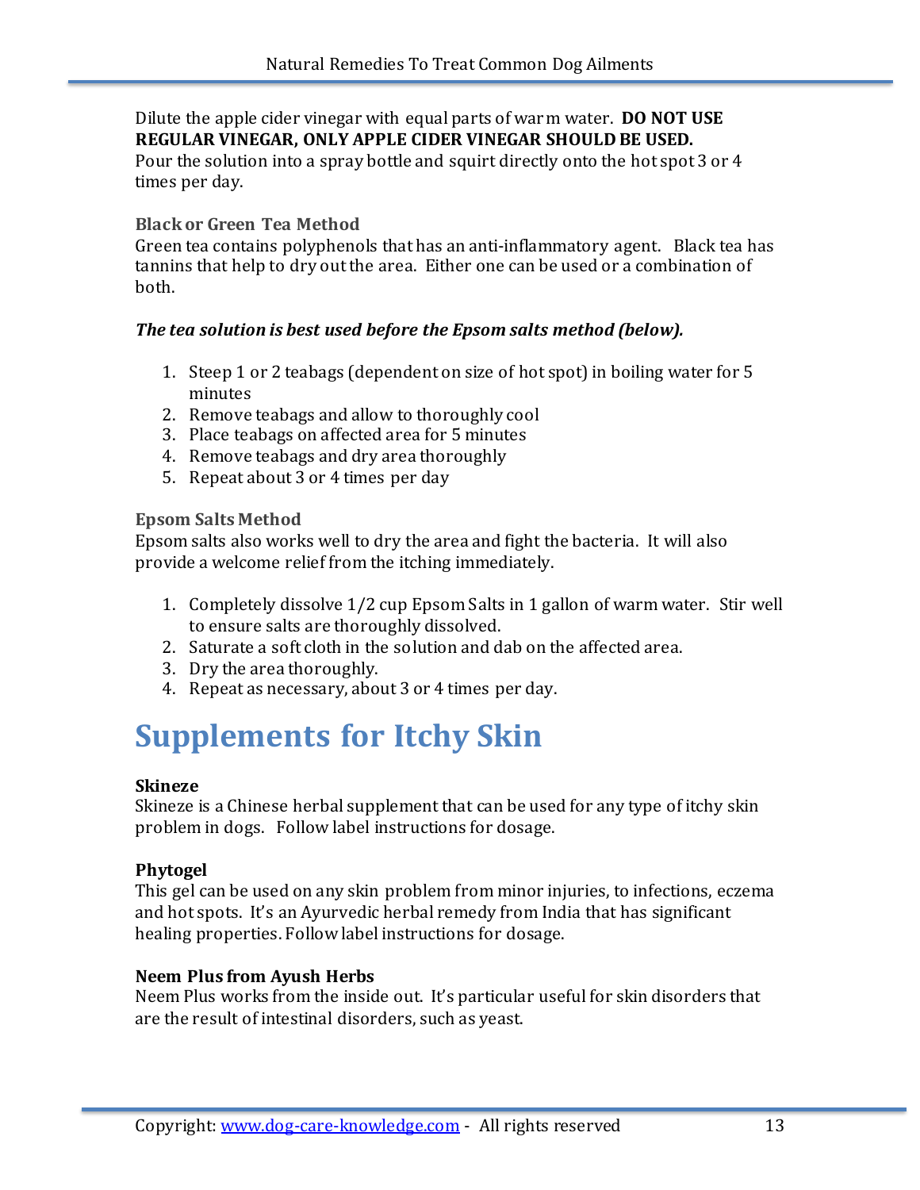Dilute the apple cider vinegar with equal parts of warm water. **DO NOT USE REGULAR VINEGAR, ONLY APPLE CIDER VINEGAR SHOULD BE USED.**
Pour the solution into a spray bottle and squirt directly onto the hot spot 3 or 4 times per day.

### Black or Green Tea Method

Green tea contains polyphenols that has an anti-inflammatory agent. Black tea has tannins that help to dry out the area. Either one can be used or a combination of both.

***The tea solution is best used before the Epsom salts method (below).***

1. Steep 1 or 2 teabags (dependent on size of hot spot) in boiling water for 5 minutes
2. Remove teabags and allow to thoroughly cool
3. Place teabags on affected area for 5 minutes
4. Remove teabags and dry area thoroughly
5. Repeat about 3 or 4 times per day

### Epsom Salts Method

Epsom salts also works well to dry the area and fight the bacteria. It will also provide a welcome relief from the itching immediately.

1. Completely dissolve 1/2 cup Epsom Salts in 1 gallon of warm water. Stir well to ensure salts are thoroughly dissolved.
2. Saturate a soft cloth in the solution and dab on the affected area.
3. Dry the area thoroughly.
4. Repeat as necessary, about 3 or 4 times per day.

# Supplements for Itchy Skin

**Skineze**
Skineze is a Chinese herbal supplement that can be used for any type of itchy skin problem in dogs. Follow label instructions for dosage.

**Phytogel**
This gel can be used on any skin problem from minor injuries, to infections, eczema and hot spots. It's an Ayurvedic herbal remedy from India that has significant healing properties. Follow label instructions for dosage.

**Neem Plus from Ayush Herbs**
Neem Plus works from the inside out. It's particular useful for skin disorders that are the result of intestinal disorders, such as yeast.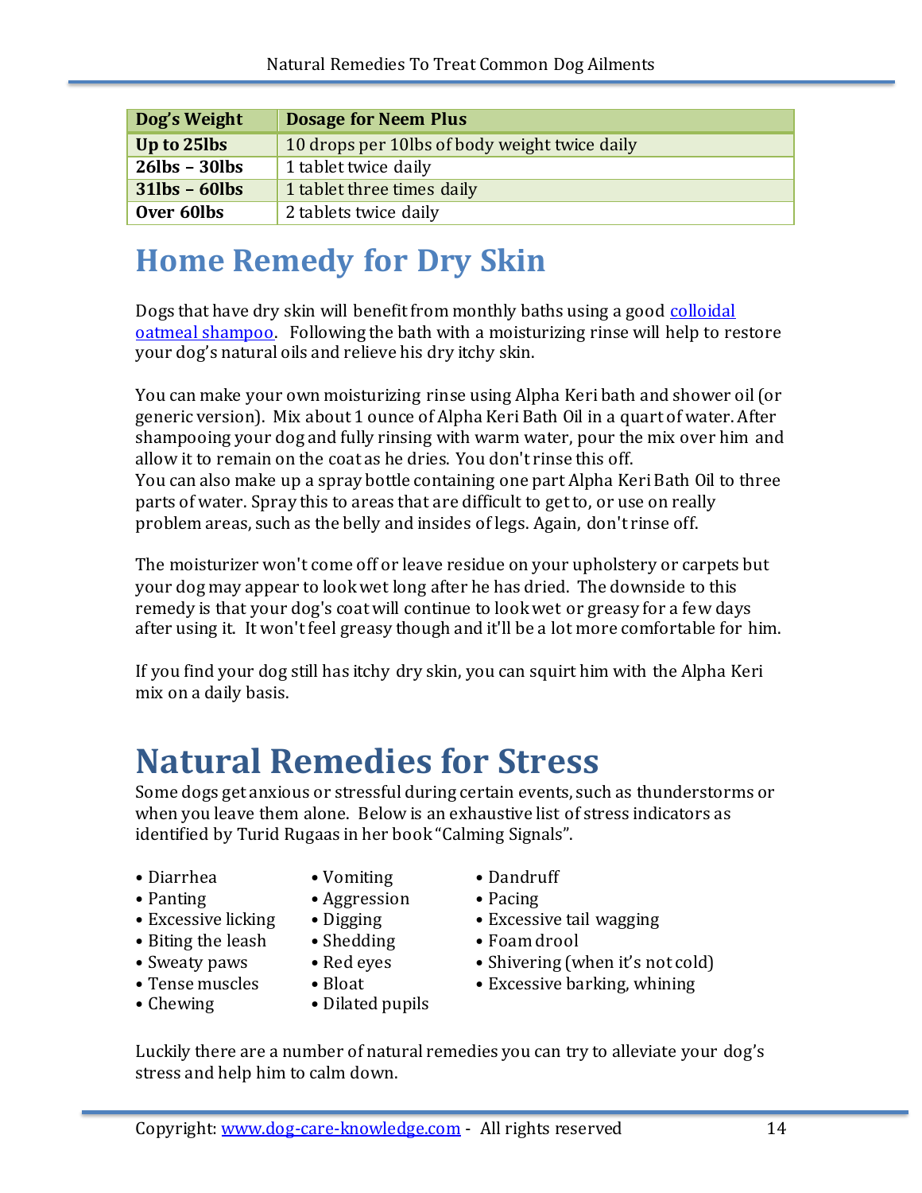| Dog's Weight | Dosage for Neem Plus |
| --- | --- |
| **Up to 25lbs** | 10 drops per 10lbs of body weight twice daily |
| **26lbs – 30lbs** | 1 tablet twice daily |
| **31lbs – 60lbs** | 1 tablet three times daily |
| **Over 60lbs** | 2 tablets twice daily |

# Home Remedy for Dry Skin

Dogs that have dry skin will benefit from monthly baths using a good colloidal oatmeal shampoo. Following the bath with a moisturizing rinse will help to restore your dog's natural oils and relieve his dry itchy skin.

You can make your own moisturizing rinse using Alpha Keri bath and shower oil (or generic version). Mix about 1 ounce of Alpha Keri Bath Oil in a quart of water. After shampooing your dog and fully rinsing with warm water, pour the mix over him and allow it to remain on the coat as he dries. You don't rinse this off.
You can also make up a spray bottle containing one part Alpha Keri Bath Oil to three parts of water. Spray this to areas that are difficult to get to, or use on really problem areas, such as the belly and insides of legs. Again, don't rinse off.

The moisturizer won't come off or leave residue on your upholstery or carpets but your dog may appear to look wet long after he has dried. The downside to this remedy is that your dog's coat will continue to look wet or greasy for a few days after using it. It won't feel greasy though and it'll be a lot more comfortable for him.

If you find your dog still has itchy dry skin, you can squirt him with the Alpha Keri mix on a daily basis.

# Natural Remedies for Stress

Some dogs get anxious or stressful during certain events, such as thunderstorms or when you leave them alone. Below is an exhaustive list of stress indicators as identified by Turid Rugaas in her book "Calming Signals".

- Diarrhea
- Panting
- Excessive licking
- Biting the leash
- Sweaty paws
- Tense muscles
- Chewing
- Vomiting
- Aggression
- Digging
- Shedding
- Red eyes
- Bloat
- Dilated pupils
- Dandruff
- Pacing
- Excessive tail wagging
- Foam drool
- Shivering (when it's not cold)
- Excessive barking, whining

Luckily there are a number of natural remedies you can try to alleviate your dog's stress and help him to calm down.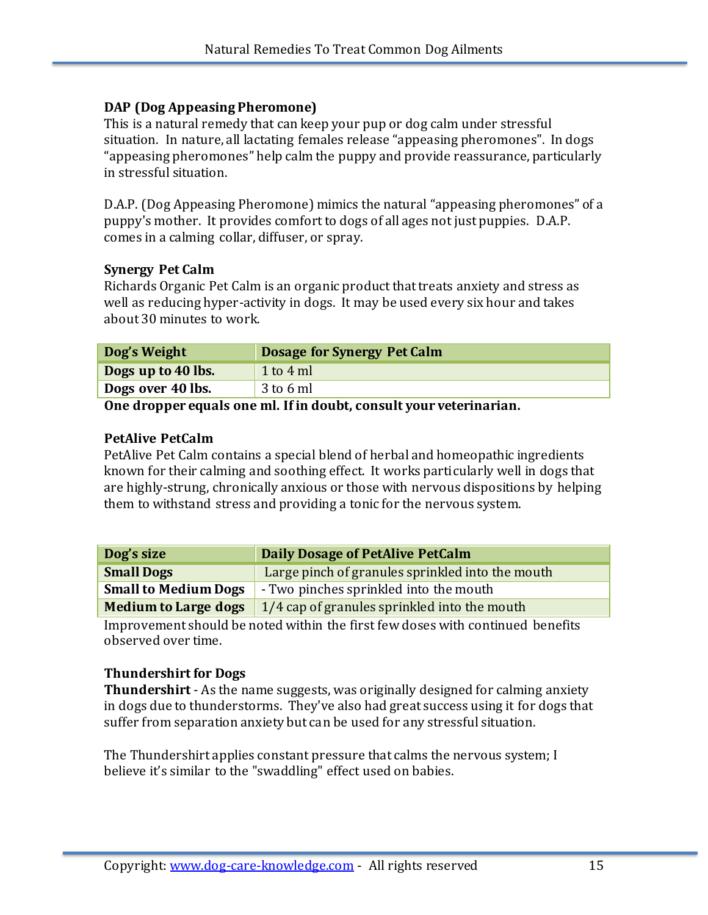### DAP (Dog Appeasing Pheromone)

This is a natural remedy that can keep your pup or dog calm under stressful situation. In nature, all lactating females release "appeasing pheromones". In dogs "appeasing pheromones" help calm the puppy and provide reassurance, particularly in stressful situation.

D.A.P. (Dog Appeasing Pheromone) mimics the natural "appeasing pheromones" of a puppy's mother. It provides comfort to dogs of all ages not just puppies. D.A.P. comes in a calming collar, diffuser, or spray.

### Synergy Pet Calm

Richards Organic Pet Calm is an organic product that treats anxiety and stress as well as reducing hyper-activity in dogs. It may be used every six hour and takes about 30 minutes to work.

| Dog's Weight | Dosage for Synergy Pet Calm |
|---|---|
| **Dogs up to 40 lbs.** | 1 to 4 ml |
| **Dogs over 40 lbs.** | 3 to 6 ml |

**One dropper equals one ml. If in doubt, consult your veterinarian.**

### PetAlive PetCalm

PetAlive Pet Calm contains a special blend of herbal and homeopathic ingredients known for their calming and soothing effect. It works particularly well in dogs that are highly-strung, chronically anxious or those with nervous dispositions by helping them to withstand stress and providing a tonic for the nervous system.

| Dog's size | Daily Dosage of PetAlive PetCalm |
|---|---|
| **Small Dogs** | Large pinch of granules sprinkled into the mouth |
| **Small to Medium Dogs** | - Two pinches sprinkled into the mouth |
| **Medium to Large dogs** | 1/4 cap of granules sprinkled into the mouth |

Improvement should be noted within the first few doses with continued benefits observed over time.

### Thundershirt for Dogs

**Thundershirt** - As the name suggests, was originally designed for calming anxiety in dogs due to thunderstorms. They've also had great success using it for dogs that suffer from separation anxiety but can be used for any stressful situation.

The Thundershirt applies constant pressure that calms the nervous system; I believe it's similar to the "swaddling" effect used on babies.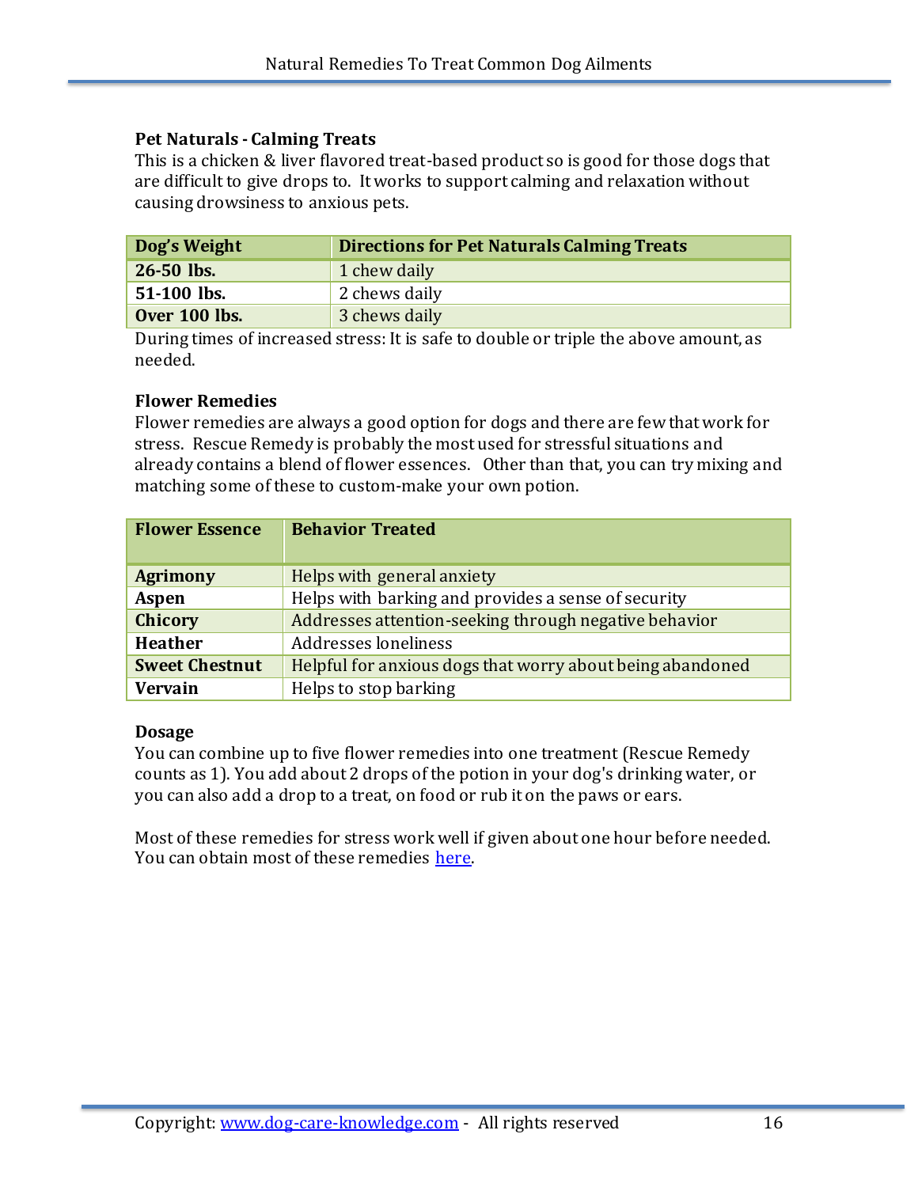**Pet Naturals - Calming Treats**

This is a chicken & liver flavored treat-based product so is good for those dogs that are difficult to give drops to. It works to support calming and relaxation without causing drowsiness to anxious pets.

| Dog's Weight | Directions for Pet Naturals Calming Treats |
|---|---|
| **26-50 lbs.** | 1 chew daily |
| **51-100 lbs.** | 2 chews daily |
| **Over 100 lbs.** | 3 chews daily |

During times of increased stress: It is safe to double or triple the above amount, as needed.

**Flower Remedies**

Flower remedies are always a good option for dogs and there are few that work for stress. Rescue Remedy is probably the most used for stressful situations and already contains a blend of flower essences. Other than that, you can try mixing and matching some of these to custom-make your own potion.

| Flower Essence | Behavior Treated |
|---|---|
| **Agrimony** | Helps with general anxiety |
| **Aspen** | Helps with barking and provides a sense of security |
| **Chicory** | Addresses attention-seeking through negative behavior |
| **Heather** | Addresses loneliness |
| **Sweet Chestnut** | Helpful for anxious dogs that worry about being abandoned |
| **Vervain** | Helps to stop barking |

**Dosage**

You can combine up to five flower remedies into one treatment (Rescue Remedy counts as 1). You add about 2 drops of the potion in your dog's drinking water, or you can also add a drop to a treat, on food or rub it on the paws or ears.

Most of these remedies for stress work well if given about one hour before needed. You can obtain most of these remedies here.